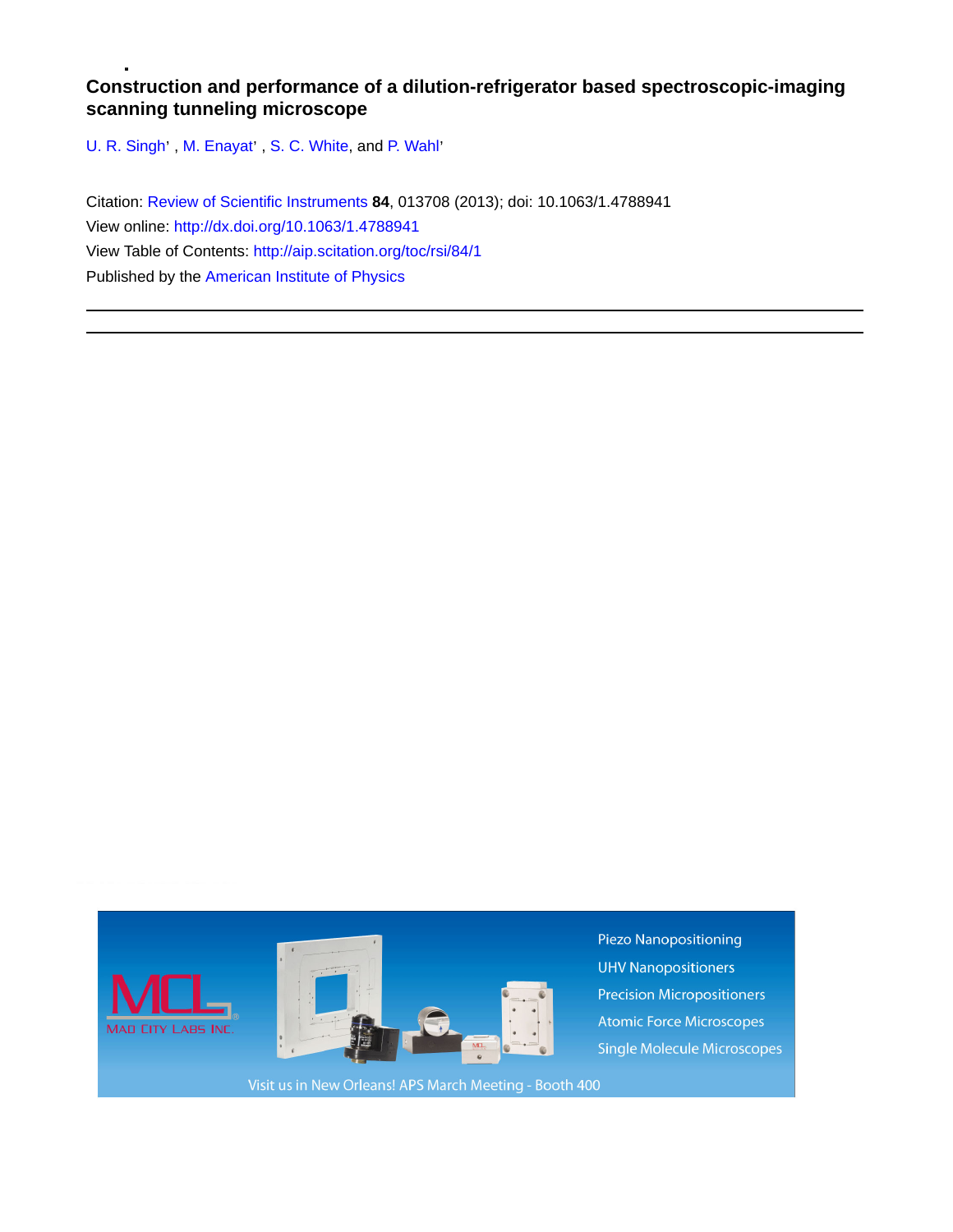# Construction and performance of a dilution-refrigerator based spectroscopic-imaging scanning tunneling microscope

U. R. Singh' , M. Enayat' , S. C. White, and P. Wahl'

Citation: Review of Scientific Instruments **84**, 013708 (2013); doi: 10.1063/1.4788941

View online: http://dx.doi.org/10.1063/1.4788941

View Table of Contents: http://aip.scitation.org/toc/rsi/84/1

Published by the American Institute of Physics

---

---

MCL MAD CITY LABS INC.

Piezo Nanopositioning

UHV Nanopositioners

Precision Micropositioners

Atomic Force Microscopes

Single Molecule Microscopes

Visit us in New Orleans! APS March Meeting - Booth 400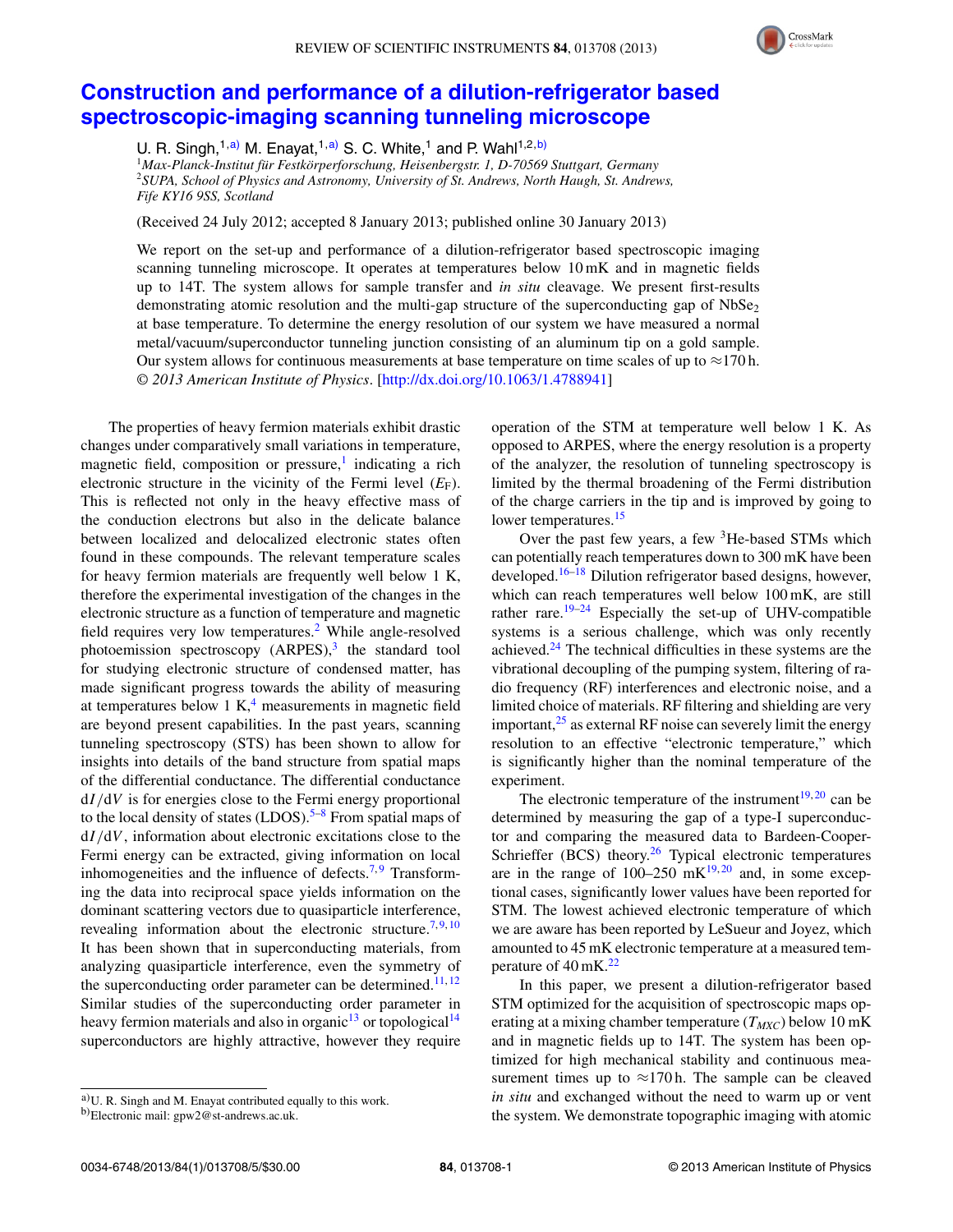# Construction and performance of a dilution-refrigerator based spectroscopic-imaging scanning tunneling microscope

U. R. Singh,[1,a)] M. Enayat,[1,a)] S. C. White,[1] and P. Wahl[1,2,b)]

[1]*Max-Planck-Institut für Festkörperforschung, Heisenbergstr. 1, D-70569 Stuttgart, Germany*
[2]*SUPA, School of Physics and Astronomy, University of St. Andrews, North Haugh, St. Andrews, Fife KY16 9SS, Scotland*

(Received 24 July 2012; accepted 8 January 2013; published online 30 January 2013)

We report on the set-up and performance of a dilution-refrigerator based spectroscopic imaging scanning tunneling microscope. It operates at temperatures below 10 mK and in magnetic fields up to 14T. The system allows for sample transfer and *in situ* cleavage. We present first-results demonstrating atomic resolution and the multi-gap structure of the superconducting gap of $NbSe_2$ at base temperature. To determine the energy resolution of our system we have measured a normal metal/vacuum/superconductor tunneling junction consisting of an aluminum tip on a gold sample. Our system allows for continuous measurements at base temperature on time scales of up to ≈170 h. *© 2013 American Institute of Physics*. [http://dx.doi.org/10.1063/1.4788941]

The properties of heavy fermion materials exhibit drastic changes under comparatively small variations in temperature, magnetic field, composition or pressure,[1] indicating a rich electronic structure in the vicinity of the Fermi level ($E_F$). This is reflected not only in the heavy effective mass of the conduction electrons but also in the delicate balance between localized and delocalized electronic states often found in these compounds. The relevant temperature scales for heavy fermion materials are frequently well below 1 K, therefore the experimental investigation of the changes in the electronic structure as a function of temperature and magnetic field requires very low temperatures.[2] While angle-resolved photoemission spectroscopy (ARPES),[3] the standard tool for studying electronic structure of condensed matter, has made significant progress towards the ability of measuring at temperatures below 1 K,[4] measurements in magnetic field are beyond present capabilities. In the past years, scanning tunneling spectroscopy (STS) has been shown to allow for insights into details of the band structure from spatial maps of the differential conductance. The differential conductance $dI/dV$ is for energies close to the Fermi energy proportional to the local density of states (LDOS).[5–8] From spatial maps of $dI/dV$, information about electronic excitations close to the Fermi energy can be extracted, giving information on local inhomogeneities and the influence of defects.[7,9] Transforming the data into reciprocal space yields information on the dominant scattering vectors due to quasiparticle interference, revealing information about the electronic structure.[7,9,10] It has been shown that in superconducting materials, from analyzing quasiparticle interference, even the symmetry of the superconducting order parameter can be determined.[11,12] Similar studies of the superconducting order parameter in heavy fermion materials and also in organic[13] or topological[14] superconductors are highly attractive, however they require operation of the STM at temperature well below 1 K. As opposed to ARPES, where the energy resolution is a property of the analyzer, the resolution of tunneling spectroscopy is limited by the thermal broadening of the Fermi distribution of the charge carriers in the tip and is improved by going to lower temperatures.[15]

Over the past few years, a few $^3$He-based STMs which can potentially reach temperatures down to 300 mK have been developed.[16–18] Dilution refrigerator based designs, however, which can reach temperatures well below 100 mK, are still rather rare.[19–24] Especially the set-up of UHV-compatible systems is a serious challenge, which was only recently achieved.[24] The technical difficulties in these systems are the vibrational decoupling of the pumping system, filtering of radio frequency (RF) interferences and electronic noise, and a limited choice of materials. RF filtering and shielding are very important,[25] as external RF noise can severely limit the energy resolution to an effective "electronic temperature," which is significantly higher than the nominal temperature of the experiment.

The electronic temperature of the instrument[19,20] can be determined by measuring the gap of a type-I superconductor and comparing the measured data to Bardeen-Cooper-Schrieffer (BCS) theory.[26] Typical electronic temperatures are in the range of 100–250 mK[19,20] and, in some exceptional cases, significantly lower values have been reported for STM. The lowest achieved electronic temperature of which we are aware has been reported by LeSueur and Joyez, which amounted to 45 mK electronic temperature at a measured temperature of 40 mK.[22]

In this paper, we present a dilution-refrigerator based STM optimized for the acquisition of spectroscopic maps operating at a mixing chamber temperature ($T_{MXC}$) below 10 mK and in magnetic fields up to 14T. The system has been optimized for high mechanical stability and continuous measurement times up to ≈170 h. The sample can be cleaved *in situ* and exchanged without the need to warm up or vent the system. We demonstrate topographic imaging with atomic

a)U. R. Singh and M. Enayat contributed equally to this work.
b)Electronic mail: gpw2@st-andrews.ac.uk.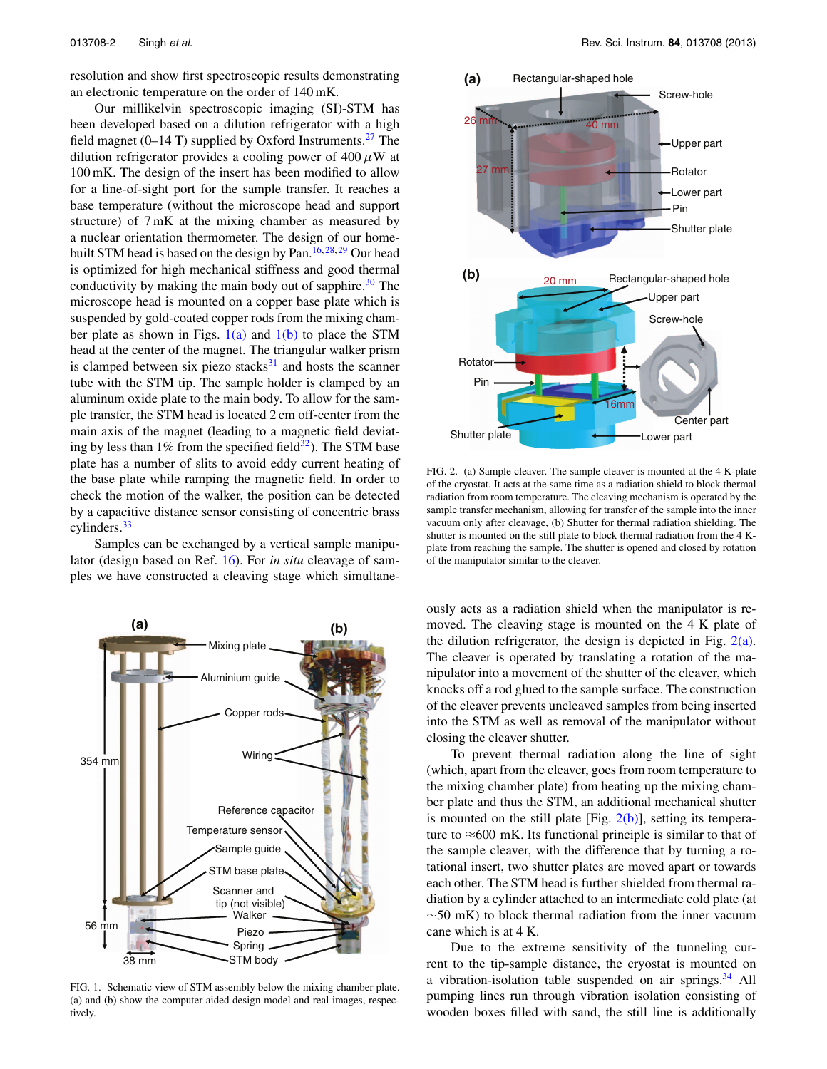resolution and show first spectroscopic results demonstrating an electronic temperature on the order of 140 mK.

Our millikelvin spectroscopic imaging (SI)-STM has been developed based on a dilution refrigerator with a high field magnet (0–14 T) supplied by Oxford Instruments.[27] The dilution refrigerator provides a cooling power of 400 $\mu$W at 100 mK. The design of the insert has been modified to allow for a line-of-sight port for the sample transfer. It reaches a base temperature (without the microscope head and support structure) of 7 mK at the mixing chamber as measured by a nuclear orientation thermometer. The design of our home-built STM head is based on the design by Pan.[16,28,29] Our head is optimized for high mechanical stiffness and good thermal conductivity by making the main body out of sapphire.[30] The microscope head is mounted on a copper base plate which is suspended by gold-coated copper rods from the mixing chamber plate as shown in Figs. 1(a) and 1(b) to place the STM head at the center of the magnet. The triangular walker prism is clamped between six piezo stacks[31] and hosts the scanner tube with the STM tip. The sample holder is clamped by an aluminum oxide plate to the main body. To allow for the sample transfer, the STM head is located 2 cm off-center from the main axis of the magnet (leading to a magnetic field deviating by less than 1% from the specified field[32]). The STM base plate has a number of slits to avoid eddy current heating of the base plate while ramping the magnetic field. In order to check the motion of the walker, the position can be detected by a capacitive distance sensor consisting of concentric brass cylinders.[33]

Samples can be exchanged by a vertical sample manipulator (design based on Ref. 16). For *in situ* cleavage of samples we have constructed a cleaving stage which simultaneously acts as a radiation shield when the manipulator is removed. The cleaving stage is mounted on the 4 K plate of the dilution refrigerator, the design is depicted in Fig. 2(a). The cleaver is operated by translating a rotation of the manipulator into a movement of the shutter of the cleaver, which knocks off a rod glued to the sample surface. The construction of the cleaver prevents uncleaved samples from being inserted into the STM as well as removal of the manipulator without closing the cleaver shutter.

To prevent thermal radiation along the line of sight (which, apart from the cleaver, goes from room temperature to the mixing chamber plate) from heating up the mixing chamber plate and thus the STM, an additional mechanical shutter is mounted on the still plate [Fig. 2(b)], setting its temperature to ≈600 mK. Its functional principle is similar to that of the sample cleaver, with the difference that by turning a rotational insert, two shutter plates are moved apart or towards each other. The STM head is further shielded from thermal radiation by a cylinder attached to an intermediate cold plate (at ~50 mK) to block thermal radiation from the inner vacuum cane which is at 4 K.

Due to the extreme sensitivity of the tunneling current to the tip-sample distance, the cryostat is mounted on a vibration-isolation table suspended on air springs.[34] All pumping lines run through vibration isolation consisting of wooden boxes filled with sand, the still line is additionally

FIG. 1. Schematic view of STM assembly below the mixing chamber plate. (a) and (b) show the computer aided design model and real images, respectively.

FIG. 2. (a) Sample cleaver. The sample cleaver is mounted at the 4 K-plate of the cryostat. It acts at the same time as a radiation shield to block thermal radiation from room temperature. The cleaving mechanism is operated by the sample transfer mechanism, allowing for transfer of the sample into the inner vacuum only after cleavage, (b) Shutter for thermal radiation shielding. The shutter is mounted on the still plate to block thermal radiation from the 4 K-plate from reaching the sample. The shutter is opened and closed by rotation of the manipulator similar to the cleaver.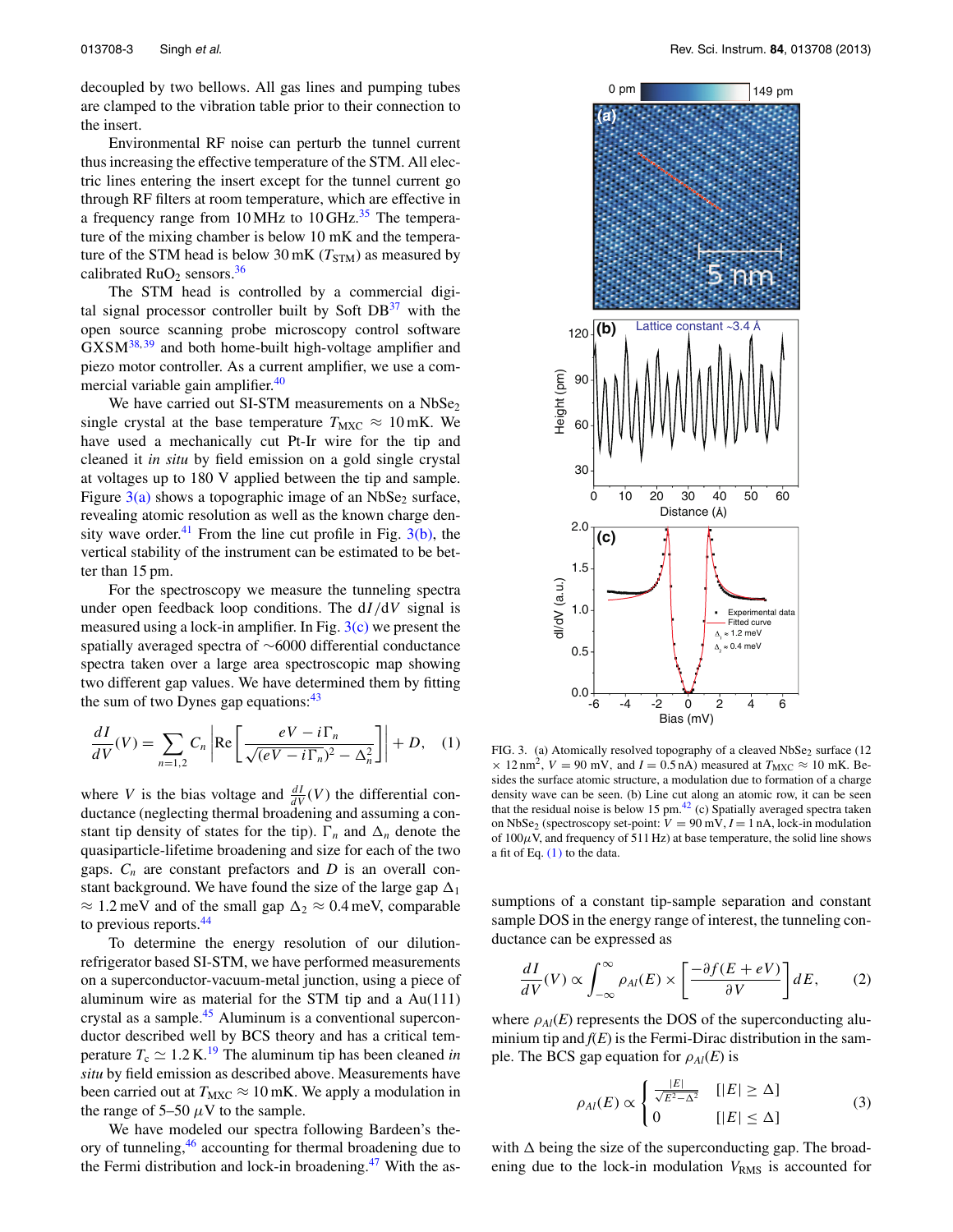decoupled by two bellows. All gas lines and pumping tubes are clamped to the vibration table prior to their connection to the insert.

Environmental RF noise can perturb the tunnel current thus increasing the effective temperature of the STM. All electric lines entering the insert except for the tunnel current go through RF filters at room temperature, which are effective in a frequency range from 10 MHz to 10 GHz.[35] The temperature of the mixing chamber is below 10 mK and the temperature of the STM head is below 30 mK ($T_{STM}$) as measured by calibrated $RuO_2$ sensors.[36]

The STM head is controlled by a commercial digital signal processor controller built by Soft DB[37] with the open source scanning probe microscopy control software GXSM[38,39] and both home-built high-voltage amplifier and piezo motor controller. As a current amplifier, we use a commercial variable gain amplifier.[40]

We have carried out SI-STM measurements on a $NbSe_2$ single crystal at the base temperature $T_{MXC} \approx 10$ mK. We have used a mechanically cut Pt-Ir wire for the tip and cleaned it *in situ* by field emission on a gold single crystal at voltages up to 180 V applied between the tip and sample. Figure 3(a) shows a topographic image of an $NbSe_2$ surface, revealing atomic resolution as well as the known charge density wave order.[41] From the line cut profile in Fig. 3(b), the vertical stability of the instrument can be estimated to be better than 15 pm.

For the spectroscopy we measure the tunneling spectra under open feedback loop conditions. The $dI/dV$ signal is measured using a lock-in amplifier. In Fig. 3(c) we present the spatially averaged spectra of ~6000 differential conductance spectra taken over a large area spectroscopic map showing two different gap values. We have determined them by fitting the sum of two Dynes gap equations:[43]

$$\frac{dI}{dV}(V) = \sum_{n=1,2} C_n \left| \mathrm{Re}\left[ \frac{eV - i\Gamma_n}{\sqrt{(eV - i\Gamma_n)^2 - \Delta_n^2}} \right] \right| + D, \quad (1)$$

where $V$ is the bias voltage and $\frac{dI}{dV}(V)$ the differential conductance (neglecting thermal broadening and assuming a constant tip density of states for the tip). $\Gamma_n$ and $\Delta_n$ denote the quasiparticle-lifetime broadening and size for each of the two gaps. $C_n$ are constant prefactors and $D$ is an overall constant background. We have found the size of the large gap $\Delta_1 \approx 1.2$ meV and of the small gap $\Delta_2 \approx 0.4$ meV, comparable to previous reports.[44]

To determine the energy resolution of our dilution-refrigerator based SI-STM, we have performed measurements on a superconductor-vacuum-metal junction, using a piece of aluminum wire as material for the STM tip and a Au(111) crystal as a sample.[45] Aluminum is a conventional superconductor described well by BCS theory and has a critical temperature $T_c \simeq 1.2$ K.[19] The aluminum tip has been cleaned *in situ* by field emission as described above. Measurements have been carried out at $T_{MXC} \approx 10$ mK. We apply a modulation in the range of 5–50 $\mu$V to the sample.

We have modeled our spectra following Bardeen's theory of tunneling,[46] accounting for thermal broadening due to the Fermi distribution and lock-in broadening.[47] With the assumptions of a constant tip-sample separation and constant sample DOS in the energy range of interest, the tunneling conductance can be expressed as

$$\frac{dI}{dV}(V) \propto \int_{-\infty}^{\infty} \rho_{Al}(E) \times \left[ \frac{-\partial f(E + eV)}{\partial V} \right] dE, \quad (2)$$

where $\rho_{Al}(E)$ represents the DOS of the superconducting aluminium tip and $f(E)$ is the Fermi-Dirac distribution in the sample. The BCS gap equation for $\rho_{Al}(E)$ is

$$\rho_{Al}(E) \propto \begin{cases} \frac{|E|}{\sqrt{E^2 - \Delta^2}} & [|E| \geq \Delta] \\ 0 & [|E| \leq \Delta] \end{cases} \quad (3)$$

with $\Delta$ being the size of the superconducting gap. The broadening due to the lock-in modulation $V_{RMS}$ is accounted for

FIG. 3. (a) Atomically resolved topography of a cleaved $NbSe_2$ surface (12 × 12 $nm^2$, $V = 90$ mV, and $I = 0.5$ nA) measured at $T_{MXC} \approx 10$ mK. Besides the surface atomic structure, a modulation due to formation of a charge density wave can be seen. (b) Line cut along an atomic row, it can be seen that the residual noise is below 15 pm.[42] (c) Spatially averaged spectra taken on $NbSe_2$ (spectroscopy set-point: $V = 90$ mV, $I = 1$ nA, lock-in modulation of 100 $\mu$V, and frequency of 511 Hz) at base temperature, the solid line shows a fit of Eq. (1) to the data.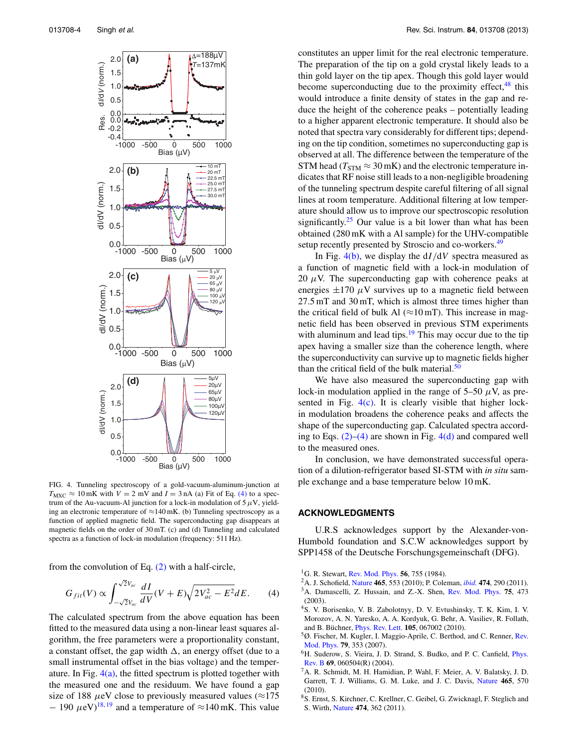FIG. 4. Tunneling spectroscopy of a gold-vacuum-aluminum-junction at $T_{\mathrm{MXC}} \approx 10\,\mathrm{mK}$ with $V = 2$ mV and $I = 3$ nA (a) Fit of Eq. (4) to a spectrum of the Au-vacuum-Al junction for a lock-in modulation of 5 $\mu$V, yielding an electronic temperature of $\approx$140 mK. (b) Tunneling spectroscopy as a function of applied magnetic field. The superconducting gap disappears at magnetic fields on the order of 30 mT. (c) and (d) Tunneling and calculated spectra as a function of lock-in modulation (frequency: 511 Hz).

from the convolution of Eq. (2) with a half-circle,

$$G_{fit}(V) \propto \int_{-\sqrt{2}V_{ac}}^{\sqrt{2}V_{ac}} \frac{dI}{dV}(V+E)\sqrt{2V_{ac}^2 - E^2}\,dE. \qquad (4)$$

The calculated spectrum from the above equation has been fitted to the measured data using a non-linear least squares algorithm, the free parameters were a proportionality constant, a constant offset, the gap width $\Delta$, an energy offset (due to a small instrumental offset in the bias voltage) and the temperature. In Fig. 4(a), the fitted spectrum is plotted together with the measured one and the residuum. We have found a gap size of 188 $\mu$eV close to previously measured values ($\approx$175 − 190 $\mu$eV)[18,19] and a temperature of $\approx$140 mK. This value constitutes an upper limit for the real electronic temperature. The preparation of the tip on a gold crystal likely leads to a thin gold layer on the tip apex. Though this gold layer would become superconducting due to the proximity effect,[48] this would introduce a finite density of states in the gap and reduce the height of the coherence peaks – potentially leading to a higher apparent electronic temperature. It should also be noted that spectra vary considerably for different tips; depending on the tip condition, sometimes no superconducting gap is observed at all. The difference between the temperature of the STM head ($T_{\mathrm{STM}} \approx 30\,\mathrm{mK}$) and the electronic temperature indicates that RF noise still leads to a non-negligible broadening of the tunneling spectrum despite careful filtering of all signal lines at room temperature. Additional filtering at low temperature should allow us to improve our spectroscopic resolution significantly.[25] Our value is a bit lower than what has been obtained (280 mK with a Al sample) for the UHV-compatible setup recently presented by Stroscio and co-workers.[49]

In Fig. 4(b), we display the $dI/dV$ spectra measured as a function of magnetic field with a lock-in modulation of 20 $\mu$V. The superconducting gap with coherence peaks at energies $\pm$170 $\mu$V survives up to a magnetic field between 27.5 mT and 30 mT, which is almost three times higher than the critical field of bulk Al ($\approx$10 mT). This increase in magnetic field has been observed in previous STM experiments with aluminum and lead tips.[19] This may occur due to the tip apex having a smaller size than the coherence length, where the superconductivity can survive up to magnetic fields higher than the critical field of the bulk material.[50]

We have also measured the superconducting gap with lock-in modulation applied in the range of 5–50 $\mu$V, as presented in Fig. 4(c). It is clearly visible that higher lock-in modulation broadens the coherence peaks and affects the shape of the superconducting gap. Calculated spectra according to Eqs. (2)–(4) are shown in Fig. 4(d) and compared well to the measured ones.

In conclusion, we have demonstrated successful operation of a dilution-refrigerator based SI-STM with *in situ* sample exchange and a base temperature below 10 mK.

## ACKNOWLEDGMENTS

U.R.S acknowledges support by the Alexander-von-Humbold foundation and S.C.W acknowledges support by SPP1458 of the Deutsche Forschungsgemeinschaft (DFG).

[1] G. R. Stewart, Rev. Mod. Phys. **56**, 755 (1984).
[2] A. J. Schofield, Nature **465**, 553 (2010); P. Coleman, *ibid.* **474**, 290 (2011).
[3] A. Damascelli, Z. Hussain, and Z.-X. Shen, Rev. Mod. Phys. **75**, 473 (2003).
[4] S. V. Borisenko, V. B. Zabolotnyy, D. V. Evtushinsky, T. K. Kim, I. V. Morozov, A. N. Yaresko, A. A. Kordyuk, G. Behr, A. Vasiliev, R. Follath, and B. Büchner, Phys. Rev. Lett. **105**, 067002 (2010).
[5] Ø. Fischer, M. Kugler, I. Maggio-Aprile, C. Berthod, and C. Renner, Rev. Mod. Phys. **79**, 353 (2007).
[6] H. Suderow, S. Vieira, J. D. Strand, S. Budko, and P. C. Canfield, Phys. Rev. B **69**, 060504(R) (2004).
[7] A. R. Schmidt, M. H. Hamidian, P. Wahl, F. Meier, A. V. Balatsky, J. D. Garrett, T. J. Williams, G. M. Luke, and J. C. Davis, Nature **465**, 570 (2010).
[8] S. Ernst, S. Kirchner, C. Krellner, C. Geibel, G. Zwicknagl, F. Steglich and S. Wirth, Nature **474**, 362 (2011).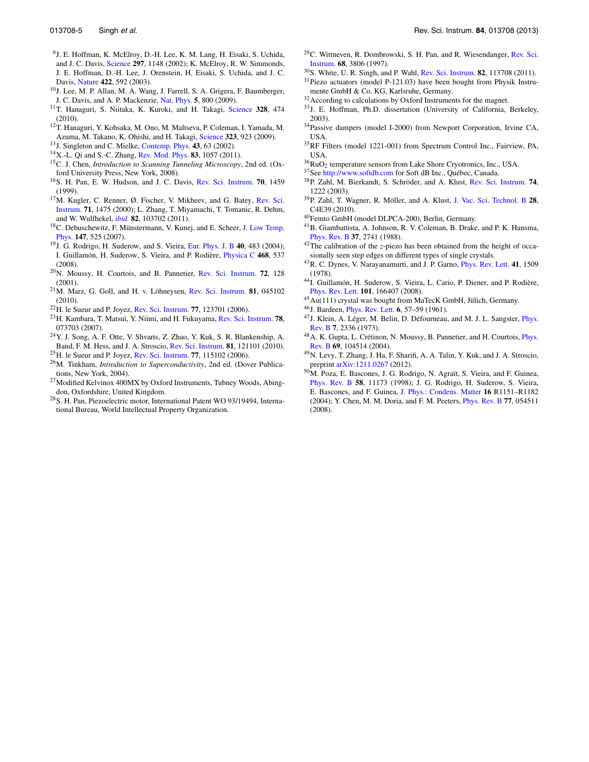[9] J. E. Hoffman, K. McElroy, D.-H. Lee, K. M. Lang, H. Eisaki, S. Uchida, and J. C. Davis, Science **297**, 1148 (2002); K. McElroy, R. W. Simmonds, J. E. Hoffman, D.-H. Lee, J. Orenstein, H. Eisaki, S. Uchida, and J. C. Davis, Nature **422**, 592 (2003).

[10] J. Lee, M. P. Allan, M. A. Wang, J. Farrell, S. A. Grigera, F. Baumberger, J. C. Davis, and A. P. Mackenzie, Nat. Phys. **5**, 800 (2009).

[11] T. Hanaguri, S. Niitaka, K. Kuroki, and H. Takagi, Science **328**, 474 (2010).

[12] T. Hanaguri, Y. Kohsaka, M. Ono, M. Maltseva, P. Coleman, I. Yamada, M. Azuma, M. Takano, K. Ohishi, and H. Takagi, Science **323**, 923 (2009).

[13] J. Singleton and C. Mielke, Contemp. Phys. **43**, 63 (2002).

[14] X.-L. Qi and S.-C. Zhang, Rev. Mod. Phys. **83**, 1057 (2011).

[15] C. J. Chen, *Introduction to Scanning Tunneling Microscopy*, 2nd ed. (Oxford University Press, New York, 2008).

[16] S. H. Pan, E. W. Hudson, and J. C. Davis, Rev. Sci. Instrum. **70**, 1459 (1999).

[17] M. Kugler, C. Renner, Ø. Fischer, V. Mikheev, and G. Batey, Rev. Sci. Instrum. **71**, 1475 (2000); L. Zhang, T. Miyamachi, T. Tomanic, R. Dehm, and W. Wulfhekel, *ibid.* **82**, 103702 (2011).

[18] C. Debuschewitz, F. Münstermann, V. Kunej, and E. Scheer, J. Low Temp. Phys. **147**, 525 (2007).

[19] J. G. Rodrigo, H. Suderow, and S. Vieira, Eur. Phys. J. B **40**, 483 (2004); I. Guillamón, H. Suderow, S. Vieira, and P. Rodière, Physica C **468**, 537 (2008).

[20] N. Moussy, H. Courtois, and B. Pannetier, Rev. Sci. Instrum. **72**, 128 (2001).

[21] M. Marz, G. Goll, and H. v. Löhneysen, Rev. Sci. Instrum. **81**, 045102 (2010).

[22] H. le Sueur and P. Joyez, Rev. Sci. Instrum. **77**, 123701 (2006).

[23] H. Kambara, T. Matsui, Y. Niimi, and H. Fukuyama, Rev. Sci. Instrum. **78**, 073703 (2007).

[24] Y. J. Song, A. F. Otte, V. Shvarts, Z. Zhao, Y. Kuk, S. R. Blankenship, A. Band, F. M. Hess, and J. A. Stroscio, Rev. Sci. Instrum. **81**, 121101 (2010).

[25] H. le Sueur and P. Joyez, Rev. Sci. Instrum. **77**, 115102 (2006).

[26] M. Tinkham, *Introduction to Superconductivity*, 2nd ed. (Dover Publications, New York, 2004).

[27] Modified Kelvinox 400MX by Oxford Instruments, Tubney Woods, Abingdon, Oxfordshire, United Kingdom.

[28] S. H. Pan, Piezoelectric motor, International Patent WO 93/19494, International Bureau, World Intellectual Property Organization.

[29] C. Wittneven, R. Dombrowski, S. H. Pan, and R. Wiesendanger, Rev. Sci. Instrum. **68**, 3806 (1997).

[30] S. White, U. R. Singh, and P. Wahl, Rev. Sci. Instrum. **82**, 113708 (2011).

[31] Piezo actuators (model P-121.03) have been bought from Physik Instrumente GmbH & Co. KG, Karlsruhe, Germany.

[32] According to calculations by Oxford Instruments for the magnet.

[33] J. E. Hoffman, Ph.D. dissertation (University of California, Berkeley, 2003).

[34] Passive dampers (model I-2000) from Newport Corporation, Irvine CA, USA.

[35] RF Filters (model 1221-001) from Spectrum Control Inc., Fairview, PA, USA.

[36] $RuO_2$ temperature sensors from Lake Shore Cryotronics, Inc., USA.

[37] See http://www.softdb.com for Soft dB Inc., Québec, Canada.

[38] P. Zahl, M. Bierkandt, S. Schröder, and A. Klust, Rev. Sci. Instrum. **74**, 1222 (2003).

[39] P. Zahl, T. Wagner, R. Möller, and A. Klust, J. Vac. Sci. Technol. B **28**, C4E39 (2010).

[40] Femto GmbH (model DLPCA-200), Berlin, Germany.

[41] B. Giambattista, A. Johnson, R. V. Coleman, B. Drake, and P. K. Hansma, Phys. Rev. B **37**, 2741 (1988).

[42] The calibration of the $z$-piezo has been obtained from the height of occasionally seen step edges on different types of single crystals.

[43] R. C. Dynes, V. Narayanamurti, and J. P. Garno, Phys. Rev. Lett. **41**, 1509 (1978).

[44] I. Guillamón, H. Suderow, S. Vieira, L. Cario, P. Diener, and P. Rodière, Phys. Rev. Lett. **101**, 166407 (2008).

[45] Au(111) crystal was bought from MaTecK GmbH, Jülich, Germany.

[46] J. Bardeen, Phys. Rev. Lett. **6**, 57–59 (1961).

[47] J. Klein, A. Léger, M. Belin, D. Défourneau, and M. J. L. Sangster, Phys. Rev. B **7**, 2336 (1973).

[48] A. K. Gupta, L. Crétinon, N. Moussy, B. Pannetier, and H. Courtois, Phys. Rev. B **69**, 104514 (2004).

[49] N. Levy, T. Zhang, J. Ha, F. Sharifi, A. A. Talin, Y. Kuk, and J. A. Stroscio, preprint arXiv:1211.0267 (2012).

[50] M. Poza, E. Bascones, J. G. Rodrigo, N. Agraït, S. Vieira, and F. Guinea, Phys. Rev. B **58**, 11173 (1998); J. G. Rodrigo, H. Suderow, S. Vieira, E. Bascones, and F. Guinea, J. Phys.: Condens. Matter **16** R1151–R1182 (2004); Y. Chen, M. M. Doria, and F. M. Peeters, Phys. Rev. B **77**, 054511 (2008).